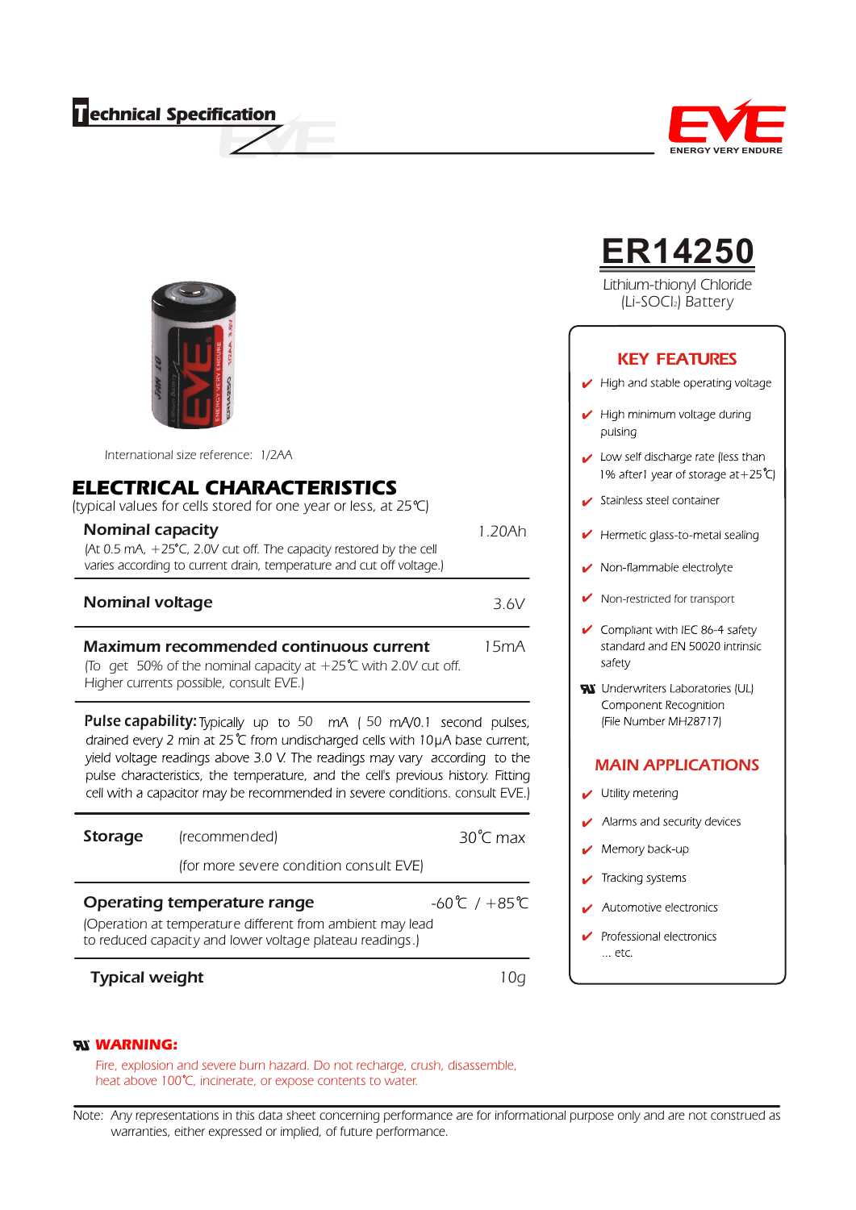# Technical Specification

EVE
ENERGY VERY ENDURE

# ER14250

Lithium-thionyl Chloride ($Li$-$SOCl_2$) Battery

International size reference: 1/2AA

## ELECTRICAL CHARACTERISTICS

(typical values for cells stored for one year or less, at 25℃)

**Nominal capacity** — 1.20Ah

(At 0.5 mA, +25℃, 2.0V cut off. The capacity restored by the cell varies according to current drain, temperature and cut off voltage.)

**Nominal voltage** — 3.6V

**Maximum recommended continuous current** — 15mA

(To get 50% of the nominal capacity at +25℃ with 2.0V cut off. Higher currents possible, consult EVE.)

**Pulse capability:** Typically up to 50 mA ( 50 mA/0.1 second pulses, drained every 2 min at 25℃ from undischarged cells with 10μA base current, yield voltage readings above 3.0 V. The readings may vary according to the pulse characteristics, the temperature, and the cell's previous history. Fitting cell with a capacitor may be recommended in severe conditions. consult EVE.)

**Storage** — (recommended) — 30℃ max

(for more severe condition consult EVE)

**Operating temperature range** — -60℃ / +85℃

(Operation at temperature different from ambient may lead to reduced capacity and lower voltage plateau readings.)

**Typical weight** — 10g

## KEY FEATURES

- High and stable operating voltage
- High minimum voltage during pulsing
- Low self discharge rate (less than 1% after1 year of storage at+25℃)
- Stainless steel container
- Hermetic glass-to-metal sealing
- Non-flammable electrolyte
- Non-restricted for transport
- Compliant with IEC 86-4 safety standard and EN 50020 intrinsic safety
- Underwriters Laboratories (UL) Component Recognition (File Number MH28717)

## MAIN APPLICATIONS

- Utility metering
- Alarms and security devices
- Memory back-up
- Tracking systems
- Automotive electronics
- Professional electronics ... etc.

**WARNING:**

Fire, explosion and severe burn hazard. Do not recharge, crush, disassemble, heat above 100℃, incinerate, or expose contents to water.

Note: Any representations in this data sheet concerning performance are for informational purpose only and are not construed as warranties, either expressed or implied, of future performance.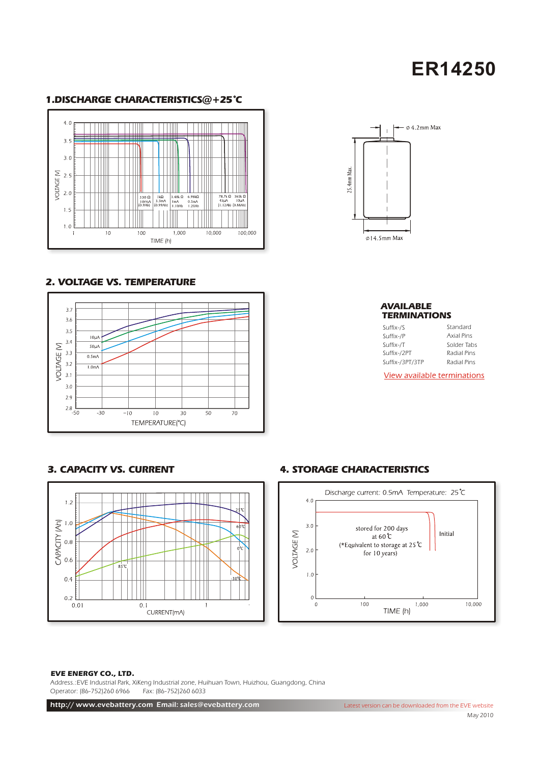# ER14250

## 1.DISCHARGE CHARACTERISTICS@+25˚C

4.0
3.5
3.0
2.5
2.0
1.5
1.0
VOLTAGE [V]
330 Ω 10mA (0.9Ah)
1kΩ 3.3mA (0.99Ah)
3.48k Ω 1mA 1.10Ah
6.98kΩ 0.5mA 1.20Ah
78.7k Ω 45μA (1.12Ah)
365k Ω 10μA (0.88Ah)
1
10
100
1,000
10,000
100,000
TIME (h)

⌀4.2mm Max
25.4mm Max.
⌀14.5mm Max

## 2. VOLTAGE VS. TEMPERATURE

3.7
3.6
3.5
3.4
3.3
3.2
3.1
3.0
2.9
2.8
VOLTAGE [V]
10μA
50μA
0.5mA
1.0mA
-50
-30
-10
10
30
50
70
TEMPERATURE(°C)

## AVAILABLE TERMINATIONS

| | |
|---|---|
| Suffix-/S | Standard |
| Suffix-/P | Axial Pins |
| Suffix-/T | Solder Tabs |
| Suffix-/2PT | Radial Pins |
| Suffix-/3PT/3TP | Radial Pins |

View available terminations

## 3. CAPACITY VS. CURRENT

1.2
1.0
0.8
0.6
0.4
0.2
CAPACITY [Ah]
25℃
60℃
0℃
85℃
-30℃
0.01
0.1
1
CURRENT(mA)

## 4. STORAGE CHARACTERISTICS

Discharge current: 0.5mA Temperature: 25℃
4.0
3.0
2.0
1.0
0
VOLTAGE [V]
stored for 200 days at 60℃ (*Equivalent to storage at 25℃ for 10 years)
Initial
0
100
1,000
10,000
TIME (h)

**EVE ENERGY CO., LTD.**
Address.:EVE Industrial Park, XiKeng Industrial zone, Huihuan Town, Huizhou, Guangdong, China
Operator: (86-752)260 6966 Fax: (86-752)260 6033

**http:// www.evebattery.com Email: sales@evebattery.com**

Latest version can be downloaded from the EVE website

May 2010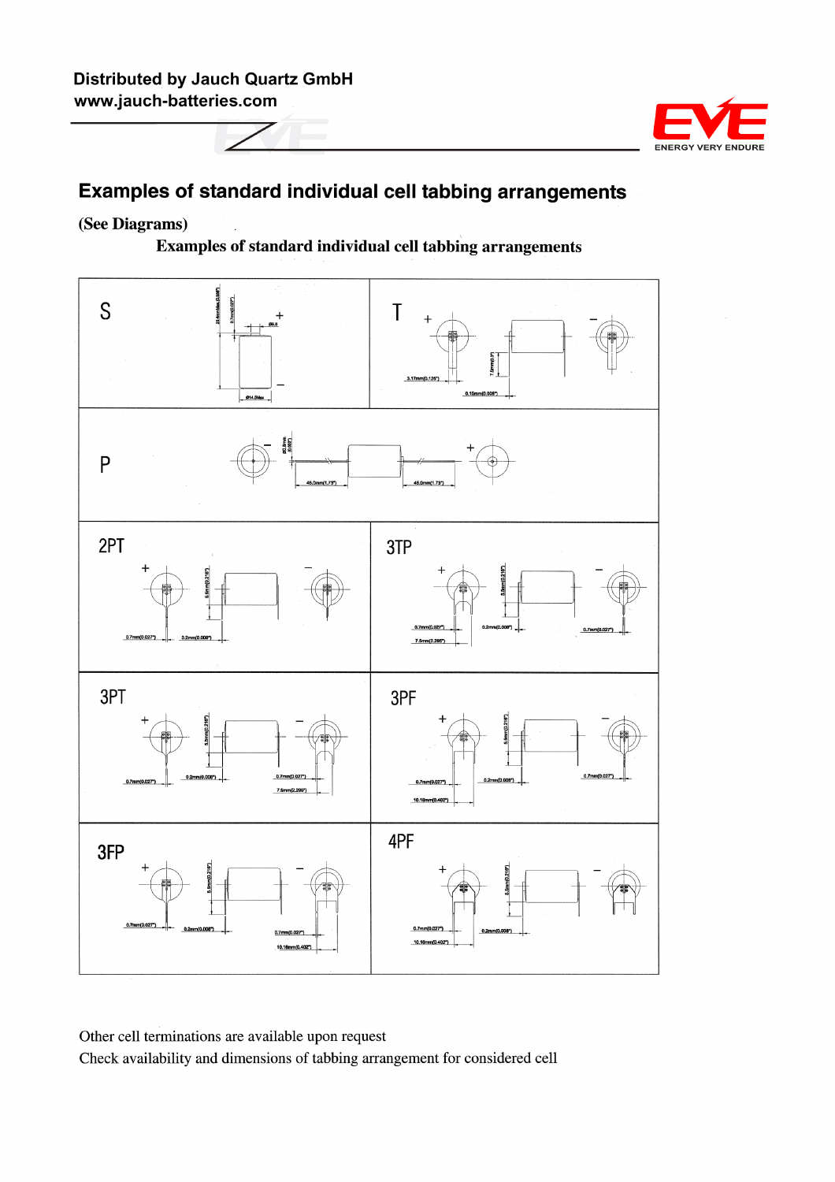Distributed by Jauch Quartz GmbH
www.jauch-batteries.com

## Examples of standard individual cell tabbing arrangements

**(See Diagrams)**

**Examples of standard individual cell tabbing arrangements**

| | |
|---|---|
| S | T |
| P | |
| 2PT | 3TP |
| 3PT | 3PF |
| 3FP | 4PF |

Other cell terminations are available upon request
Check availability and dimensions of tabbing arrangement for considered cell